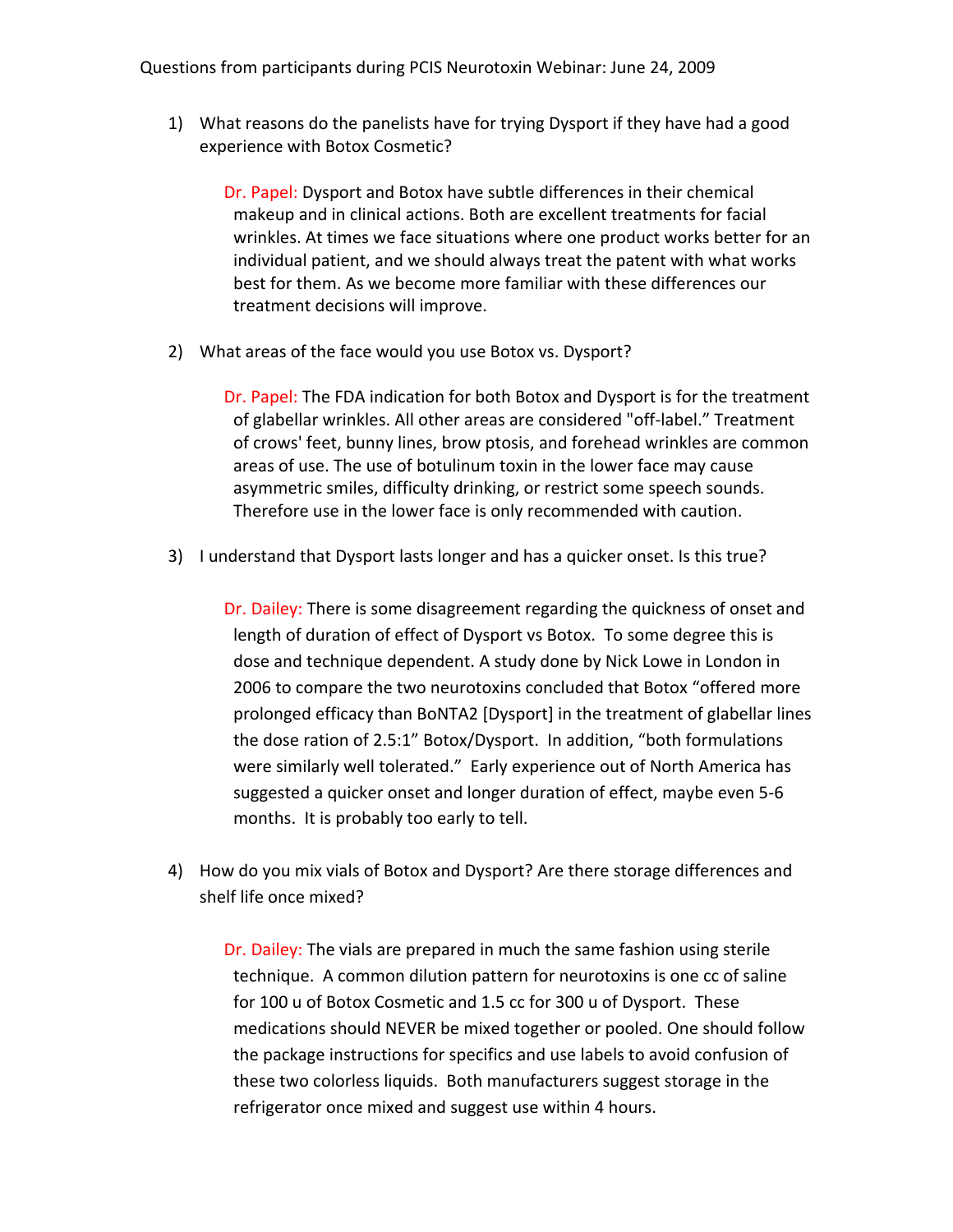Questions from participants during PCIS Neurotoxin Webinar: June 24, 2009

1) What reasons do the panelists have for trying Dysport if they have had a good experience with Botox Cosmetic?

   Dr. Papel: Dysport and Botox have subtle differences in their chemical makeup and in clinical actions. Both are excellent treatments for facial wrinkles. At times we face situations where one product works better for an individual patient, and we should always treat the patent with what works best for them. As we become more familiar with these differences our treatment decisions will improve.

2) What areas of the face would you use Botox vs. Dysport?

   Dr. Papel: The FDA indication for both Botox and Dysport is for the treatment of glabellar wrinkles. All other areas are considered "off-label." Treatment of crows' feet, bunny lines, brow ptosis, and forehead wrinkles are common areas of use. The use of botulinum toxin in the lower face may cause asymmetric smiles, difficulty drinking, or restrict some speech sounds. Therefore use in the lower face is only recommended with caution.

3) I understand that Dysport lasts longer and has a quicker onset. Is this true?

   Dr. Dailey: There is some disagreement regarding the quickness of onset and length of duration of effect of Dysport vs Botox. To some degree this is dose and technique dependent. A study done by Nick Lowe in London in 2006 to compare the two neurotoxins concluded that Botox "offered more prolonged efficacy than BoNTA2 [Dysport] in the treatment of glabellar lines the dose ration of 2.5:1" Botox/Dysport. In addition, "both formulations were similarly well tolerated." Early experience out of North America has suggested a quicker onset and longer duration of effect, maybe even 5-6 months. It is probably too early to tell.

4) How do you mix vials of Botox and Dysport? Are there storage differences and shelf life once mixed?

   Dr. Dailey: The vials are prepared in much the same fashion using sterile technique. A common dilution pattern for neurotoxins is one cc of saline for 100 u of Botox Cosmetic and 1.5 cc for 300 u of Dysport. These medications should NEVER be mixed together or pooled. One should follow the package instructions for specifics and use labels to avoid confusion of these two colorless liquids. Both manufacturers suggest storage in the refrigerator once mixed and suggest use within 4 hours.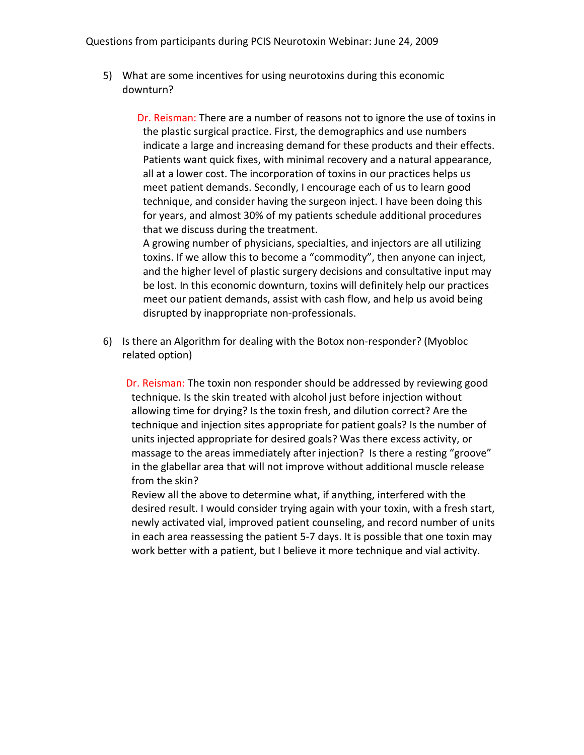Questions from participants during PCIS Neurotoxin Webinar: June 24, 2009

5) What are some incentives for using neurotoxins during this economic downturn?

   Dr. Reisman: There are a number of reasons not to ignore the use of toxins in the plastic surgical practice. First, the demographics and use numbers indicate a large and increasing demand for these products and their effects. Patients want quick fixes, with minimal recovery and a natural appearance, all at a lower cost. The incorporation of toxins in our practices helps us meet patient demands. Secondly, I encourage each of us to learn good technique, and consider having the surgeon inject. I have been doing this for years, and almost 30% of my patients schedule additional procedures that we discuss during the treatment.

   A growing number of physicians, specialties, and injectors are all utilizing toxins. If we allow this to become a "commodity", then anyone can inject, and the higher level of plastic surgery decisions and consultative input may be lost. In this economic downturn, toxins will definitely help our practices meet our patient demands, assist with cash flow, and help us avoid being disrupted by inappropriate non-professionals.

6) Is there an Algorithm for dealing with the Botox non-responder? (Myobloc related option)

   Dr. Reisman: The toxin non responder should be addressed by reviewing good technique. Is the skin treated with alcohol just before injection without allowing time for drying? Is the toxin fresh, and dilution correct? Are the technique and injection sites appropriate for patient goals? Is the number of units injected appropriate for desired goals? Was there excess activity, or massage to the areas immediately after injection? Is there a resting "groove" in the glabellar area that will not improve without additional muscle release from the skin?

   Review all the above to determine what, if anything, interfered with the desired result. I would consider trying again with your toxin, with a fresh start, newly activated vial, improved patient counseling, and record number of units in each area reassessing the patient 5-7 days. It is possible that one toxin may work better with a patient, but I believe it more technique and vial activity.